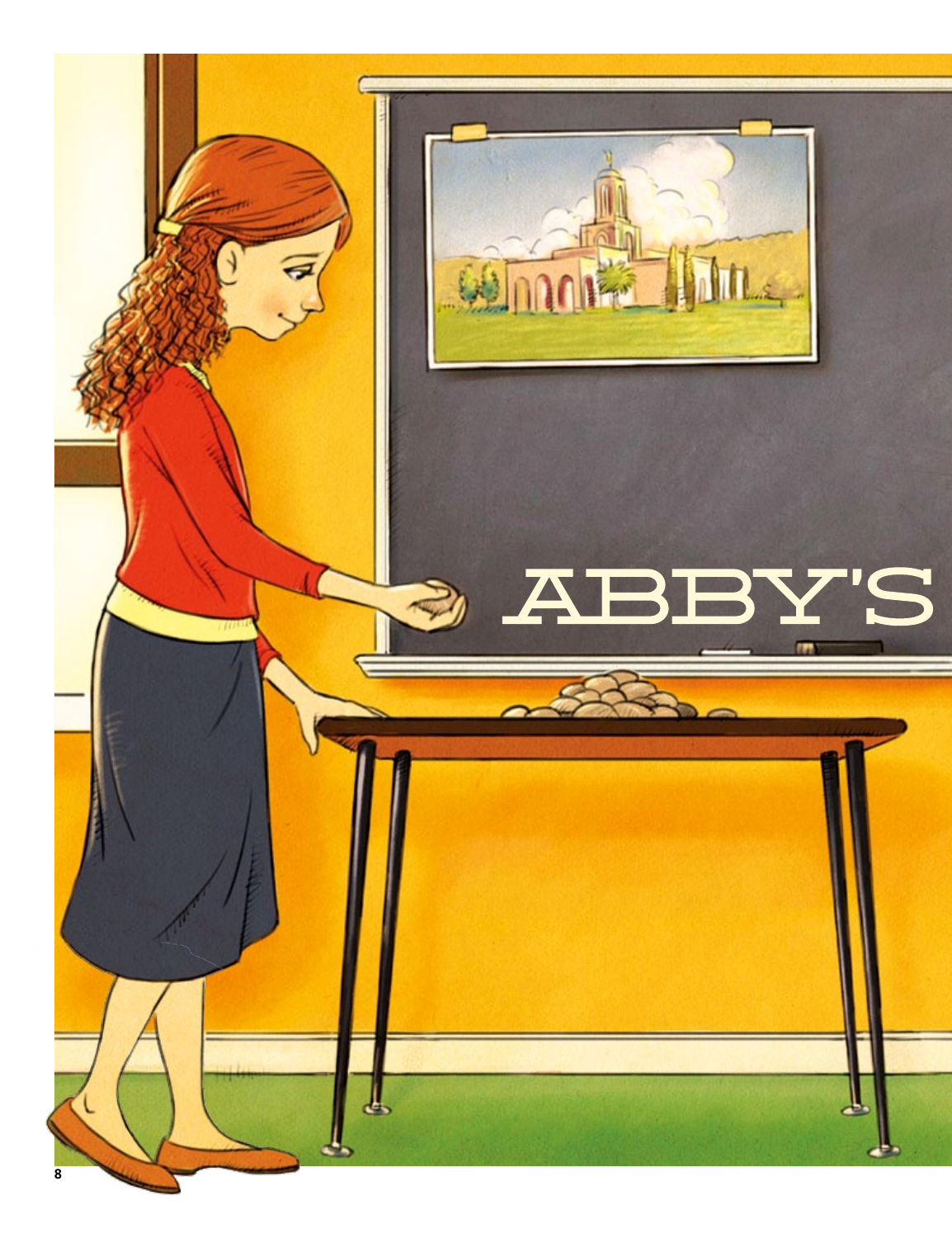# ABBY'S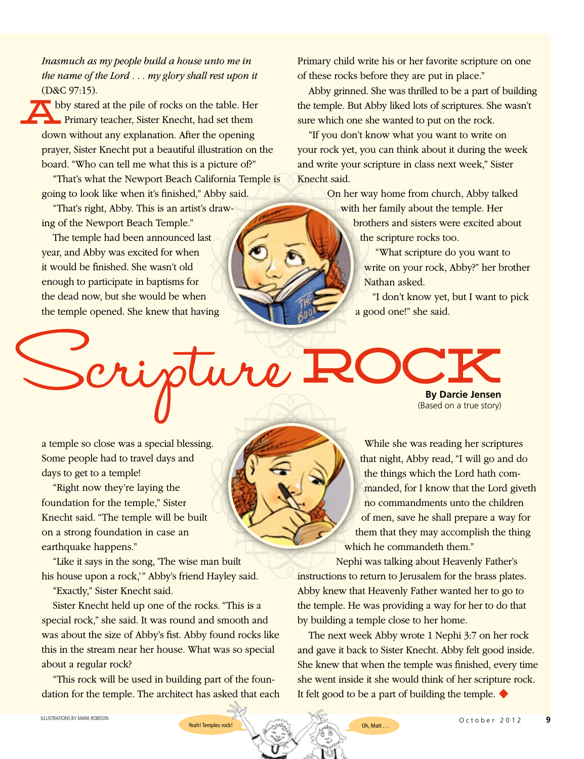# Scripture ROCK

**By Darcie Jensen**
(Based on a true story)

*Inasmuch as my people build a house unto me in the name of the Lord . . . my glory shall rest upon it* (D&C 97:15).

Abby stared at the pile of rocks on the table. Her Primary teacher, Sister Knecht, had set them down without any explanation. After the opening prayer, Sister Knecht put a beautiful illustration on the board. "Who can tell me what this is a picture of?"

"That's what the Newport Beach California Temple is going to look like when it's finished," Abby said.

"That's right, Abby. This is an artist's drawing of the Newport Beach Temple."

The temple had been announced last year, and Abby was excited for when it would be finished. She wasn't old enough to participate in baptisms for the dead now, but she would be when the temple opened. She knew that having a temple so close was a special blessing. Some people had to travel days and days to get to a temple!

"Right now they're laying the foundation for the temple," Sister Knecht said. "The temple will be built on a strong foundation in case an earthquake happens."

"Like it says in the song, 'The wise man built his house upon a rock,'" Abby's friend Hayley said.

"Exactly," Sister Knecht said.

Sister Knecht held up one of the rocks. "This is a special rock," she said. It was round and smooth and was about the size of Abby's fist. Abby found rocks like this in the stream near her house. What was so special about a regular rock?

"This rock will be used in building part of the foundation for the temple. The architect has asked that each Primary child write his or her favorite scripture on one of these rocks before they are put in place."

Abby grinned. She was thrilled to be a part of building the temple. But Abby liked lots of scriptures. She wasn't sure which one she wanted to put on the rock.

"If you don't know what you want to write on your rock yet, you can think about it during the week and write your scripture in class next week," Sister Knecht said.

On her way home from church, Abby talked with her family about the temple. Her brothers and sisters were excited about the scripture rocks too.

"What scripture do you want to write on your rock, Abby?" her brother Nathan asked.

"I don't know yet, but I want to pick a good one!" she said.

While she was reading her scriptures that night, Abby read, "I will go and do the things which the Lord hath commanded, for I know that the Lord giveth no commandments unto the children of men, save he shall prepare a way for them that they may accomplish the thing which he commandeth them."

Nephi was talking about Heavenly Father's instructions to return to Jerusalem for the brass plates. Abby knew that Heavenly Father wanted her to go to the temple. He was providing a way for her to do that by building a temple close to her home.

The next week Abby wrote 1 Nephi 3:7 on her rock and gave it back to Sister Knecht. Abby felt good inside. She knew that when the temple was finished, every time she went inside it she would think of her scripture rock. It felt good to be a part of building the temple. ◆

ILLUSTRATIONS BY MARK ROBISON